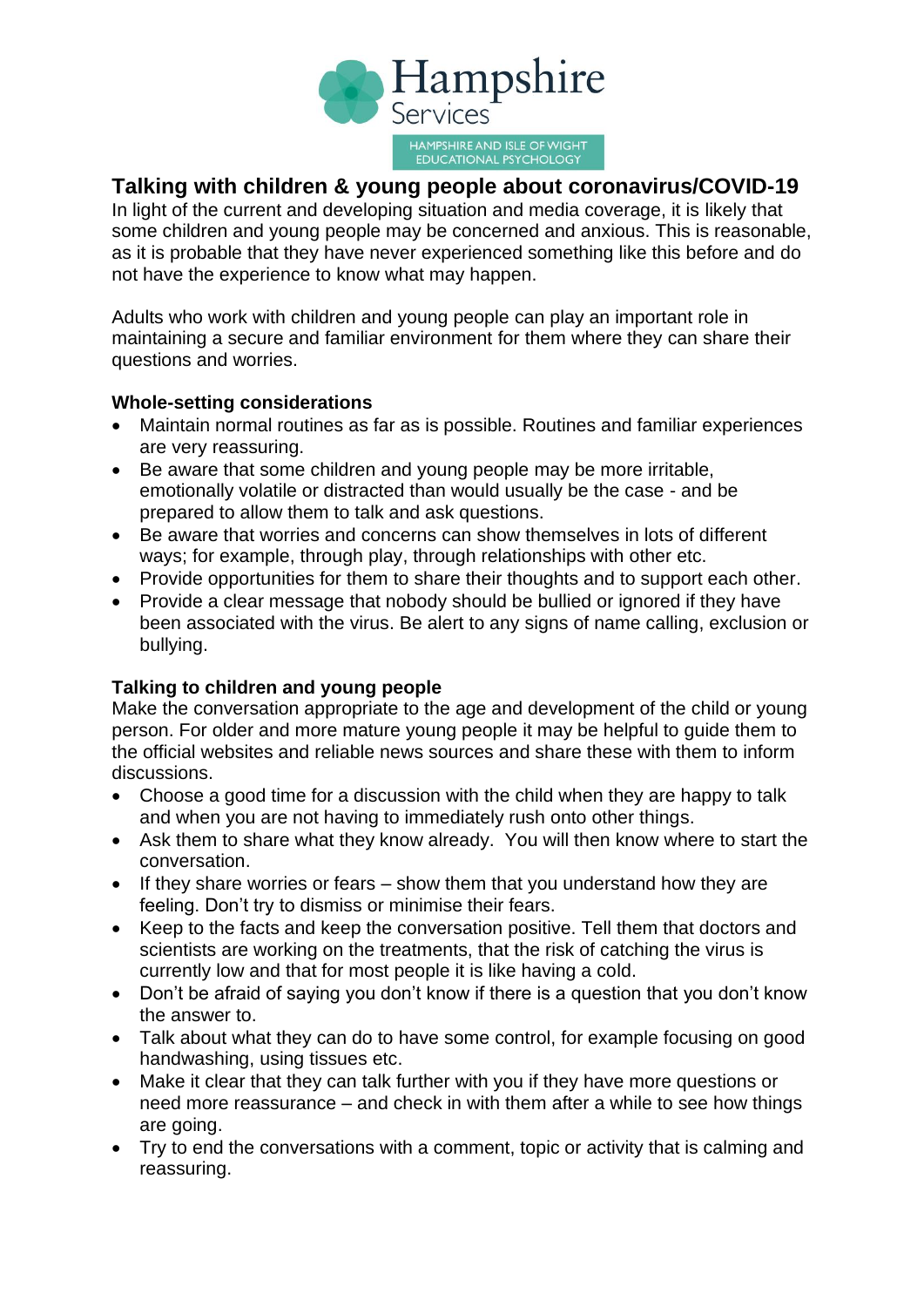Hampshire Services

HAMPSHIRE AND ISLE OF WIGHT EDUCATIONAL PSYCHOLOGY

# Talking with children & young people about coronavirus/COVID-19

In light of the current and developing situation and media coverage, it is likely that some children and young people may be concerned and anxious. This is reasonable, as it is probable that they have never experienced something like this before and do not have the experience to know what may happen.

Adults who work with children and young people can play an important role in maintaining a secure and familiar environment for them where they can share their questions and worries.

## Whole-setting considerations

- Maintain normal routines as far as is possible. Routines and familiar experiences are very reassuring.
- Be aware that some children and young people may be more irritable, emotionally volatile or distracted than would usually be the case - and be prepared to allow them to talk and ask questions.
- Be aware that worries and concerns can show themselves in lots of different ways; for example, through play, through relationships with other etc.
- Provide opportunities for them to share their thoughts and to support each other.
- Provide a clear message that nobody should be bullied or ignored if they have been associated with the virus. Be alert to any signs of name calling, exclusion or bullying.

## Talking to children and young people

Make the conversation appropriate to the age and development of the child or young person. For older and more mature young people it may be helpful to guide them to the official websites and reliable news sources and share these with them to inform discussions.

- Choose a good time for a discussion with the child when they are happy to talk and when you are not having to immediately rush onto other things.
- Ask them to share what they know already. You will then know where to start the conversation.
- If they share worries or fears – show them that you understand how they are feeling. Don't try to dismiss or minimise their fears.
- Keep to the facts and keep the conversation positive. Tell them that doctors and scientists are working on the treatments, that the risk of catching the virus is currently low and that for most people it is like having a cold.
- Don't be afraid of saying you don't know if there is a question that you don't know the answer to.
- Talk about what they can do to have some control, for example focusing on good handwashing, using tissues etc.
- Make it clear that they can talk further with you if they have more questions or need more reassurance – and check in with them after a while to see how things are going.
- Try to end the conversations with a comment, topic or activity that is calming and reassuring.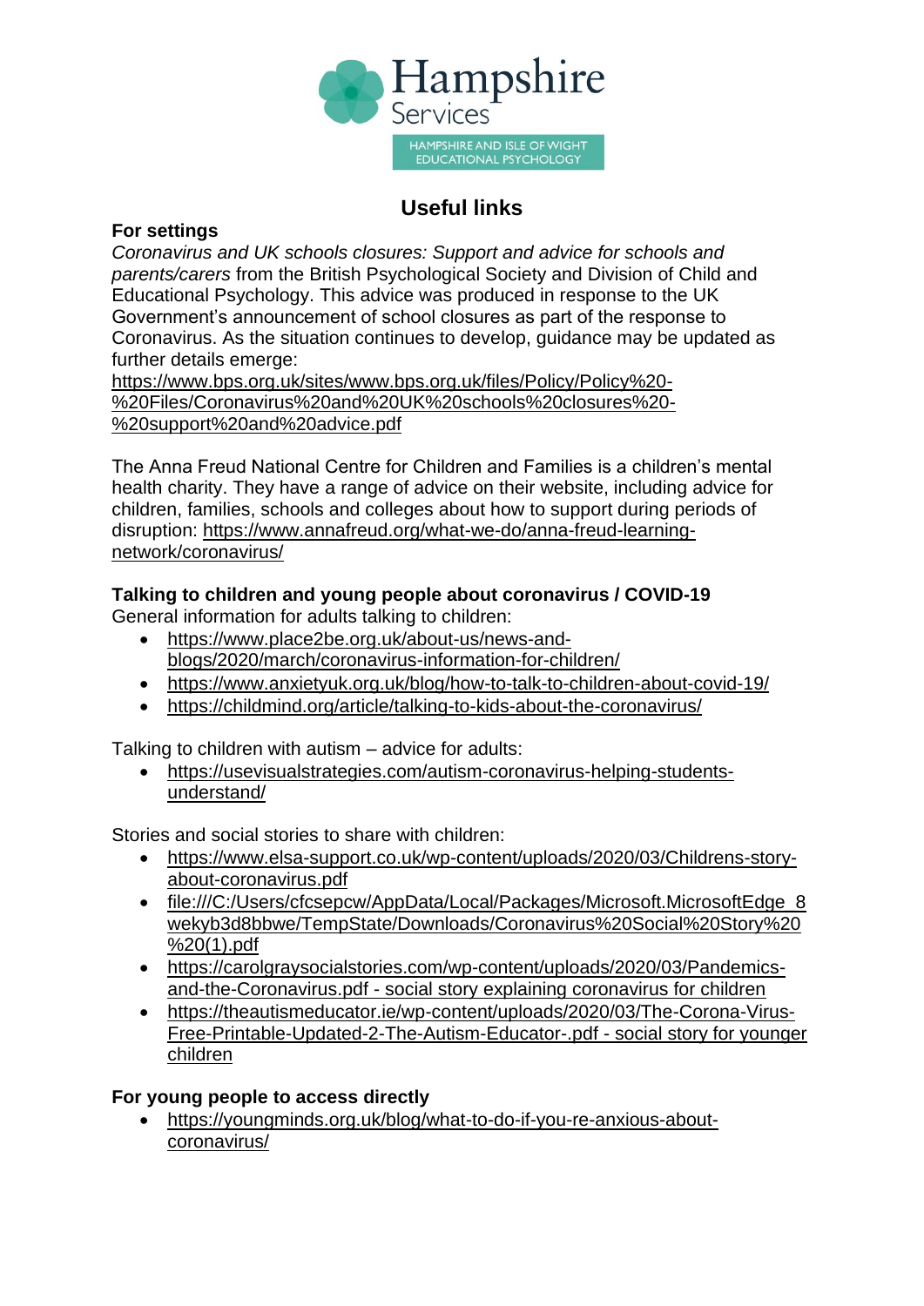Hampshire Services

HAMPSHIRE AND ISLE OF WIGHT EDUCATIONAL PSYCHOLOGY

# Useful links

**For settings**

*Coronavirus and UK schools closures: Support and advice for schools and parents/carers* from the British Psychological Society and Division of Child and Educational Psychology. This advice was produced in response to the UK Government's announcement of school closures as part of the response to Coronavirus. As the situation continues to develop, guidance may be updated as further details emerge: https://www.bps.org.uk/sites/www.bps.org.uk/files/Policy/Policy%20-%20Files/Coronavirus%20and%20UK%20schools%20closures%20-%20support%20and%20advice.pdf

The Anna Freud National Centre for Children and Families is a children's mental health charity. They have a range of advice on their website, including advice for children, families, schools and colleges about how to support during periods of disruption: https://www.annafreud.org/what-we-do/anna-freud-learning-network/coronavirus/

**Talking to children and young people about coronavirus / COVID-19**

General information for adults talking to children:

- https://www.place2be.org.uk/about-us/news-and-blogs/2020/march/coronavirus-information-for-children/
- https://www.anxietyuk.org.uk/blog/how-to-talk-to-children-about-covid-19/
- https://childmind.org/article/talking-to-kids-about-the-coronavirus/

Talking to children with autism – advice for adults:

- https://usevisualstrategies.com/autism-coronavirus-helping-students-understand/

Stories and social stories to share with children:

- https://www.elsa-support.co.uk/wp-content/uploads/2020/03/Childrens-story-about-coronavirus.pdf
- file:///C:/Users/cfcsepcw/AppData/Local/Packages/Microsoft.MicrosoftEdge_8wekyb3d8bbwe/TempState/Downloads/Coronavirus%20Social%20Story%20%20(1).pdf
- https://carolgraysocialstories.com/wp-content/uploads/2020/03/Pandemics-and-the-Coronavirus.pdf - social story explaining coronavirus for children
- https://theautismeducator.ie/wp-content/uploads/2020/03/The-Corona-Virus-Free-Printable-Updated-2-The-Autism-Educator-.pdf - social story for younger children

**For young people to access directly**

- https://youngminds.org.uk/blog/what-to-do-if-you-re-anxious-about-coronavirus/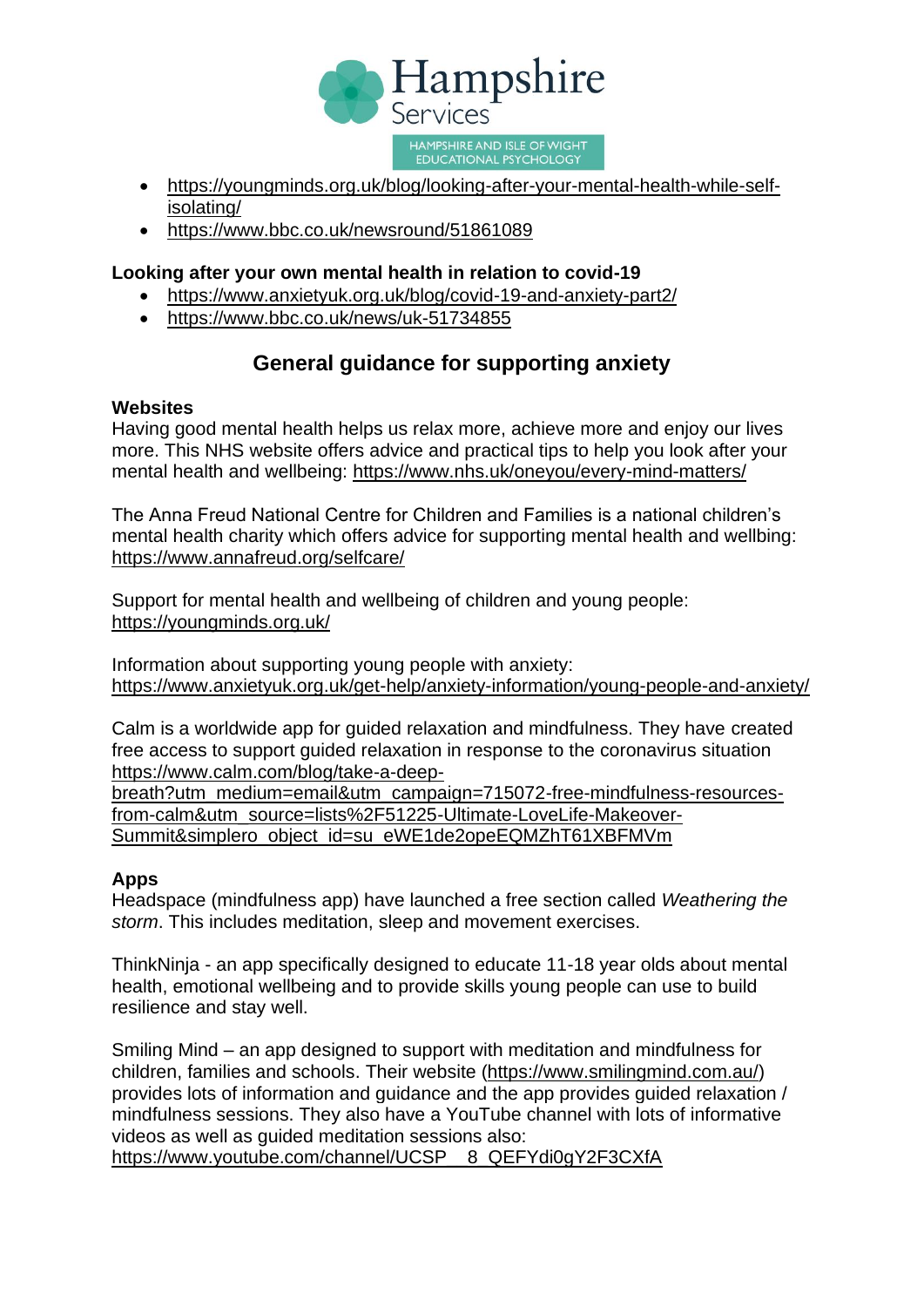- https://youngminds.org.uk/blog/looking-after-your-mental-health-while-self-isolating/
- https://www.bbc.co.uk/newsround/51861089

**Looking after your own mental health in relation to covid-19**

- https://www.anxietyuk.org.uk/blog/covid-19-and-anxiety-part2/
- https://www.bbc.co.uk/news/uk-51734855

## General guidance for supporting anxiety

**Websites**

Having good mental health helps us relax more, achieve more and enjoy our lives more. This NHS website offers advice and practical tips to help you look after your mental health and wellbeing: https://www.nhs.uk/oneyou/every-mind-matters/

The Anna Freud National Centre for Children and Families is a national children's mental health charity which offers advice for supporting mental health and wellbing: https://www.annafreud.org/selfcare/

Support for mental health and wellbeing of children and young people: https://youngminds.org.uk/

Information about supporting young people with anxiety: https://www.anxietyuk.org.uk/get-help/anxiety-information/young-people-and-anxiety/

Calm is a worldwide app for guided relaxation and mindfulness. They have created free access to support guided relaxation in response to the coronavirus situation https://www.calm.com/blog/take-a-deep-breath?utm_medium=email&utm_campaign=715072-free-mindfulness-resources-from-calm&utm_source=lists%2F51225-Ultimate-LoveLife-Makeover-Summit&simplero_object_id=su_eWE1de2opeEQMZhT61XBFMVm

**Apps**

Headspace (mindfulness app) have launched a free section called *Weathering the storm*. This includes meditation, sleep and movement exercises.

ThinkNinja - an app specifically designed to educate 11-18 year olds about mental health, emotional wellbeing and to provide skills young people can use to build resilience and stay well.

Smiling Mind – an app designed to support with meditation and mindfulness for children, families and schools. Their website (https://www.smilingmind.com.au/) provides lots of information and guidance and the app provides guided relaxation / mindfulness sessions. They also have a YouTube channel with lots of informative videos as well as guided meditation sessions also: https://www.youtube.com/channel/UCSP__8_QEFYdi0gY2F3CXfA